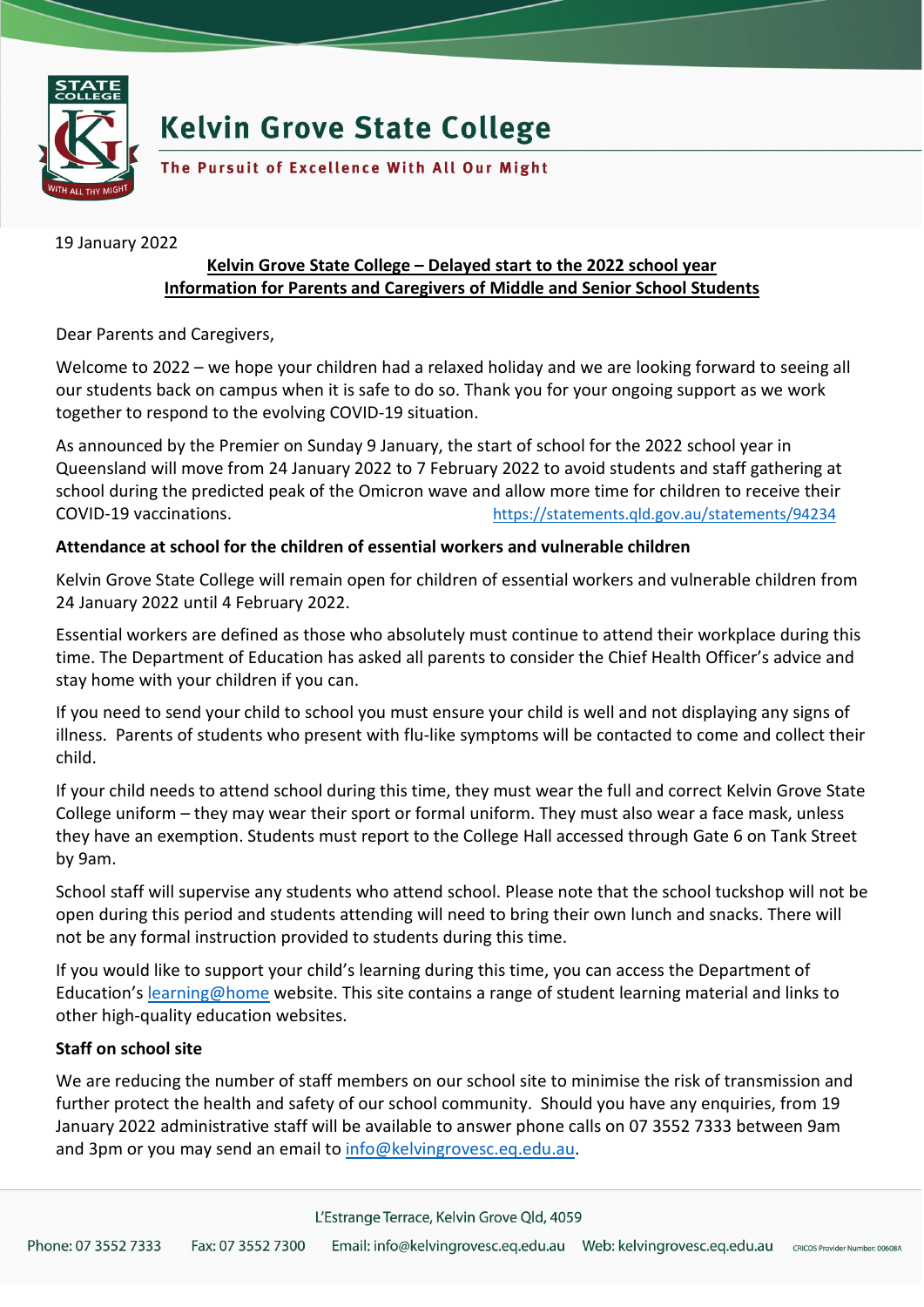# Kelvin Grove State College

**The Pursuit of Excellence With All Our Might**

19 January 2022

**Kelvin Grove State College – Delayed start to the 2022 school year**
**Information for Parents and Caregivers of Middle and Senior School Students**

Dear Parents and Caregivers,

Welcome to 2022 – we hope your children had a relaxed holiday and we are looking forward to seeing all our students back on campus when it is safe to do so. Thank you for your ongoing support as we work together to respond to the evolving COVID-19 situation.

As announced by the Premier on Sunday 9 January, the start of school for the 2022 school year in Queensland will move from 24 January 2022 to 7 February 2022 to avoid students and staff gathering at school during the predicted peak of the Omicron wave and allow more time for children to receive their COVID-19 vaccinations. https://statements.qld.gov.au/statements/94234

**Attendance at school for the children of essential workers and vulnerable children**

Kelvin Grove State College will remain open for children of essential workers and vulnerable children from 24 January 2022 until 4 February 2022.

Essential workers are defined as those who absolutely must continue to attend their workplace during this time. The Department of Education has asked all parents to consider the Chief Health Officer's advice and stay home with your children if you can.

If you need to send your child to school you must ensure your child is well and not displaying any signs of illness. Parents of students who present with flu-like symptoms will be contacted to come and collect their child.

If your child needs to attend school during this time, they must wear the full and correct Kelvin Grove State College uniform – they may wear their sport or formal uniform. They must also wear a face mask, unless they have an exemption. Students must report to the College Hall accessed through Gate 6 on Tank Street by 9am.

School staff will supervise any students who attend school. Please note that the school tuckshop will not be open during this period and students attending will need to bring their own lunch and snacks. There will not be any formal instruction provided to students during this time.

If you would like to support your child's learning during this time, you can access the Department of Education's learning@home website. This site contains a range of student learning material and links to other high-quality education websites.

**Staff on school site**

We are reducing the number of staff members on our school site to minimise the risk of transmission and further protect the health and safety of our school community. Should you have any enquiries, from 19 January 2022 administrative staff will be available to answer phone calls on 07 3552 7333 between 9am and 3pm or you may send an email to info@kelvingrovesc.eq.edu.au.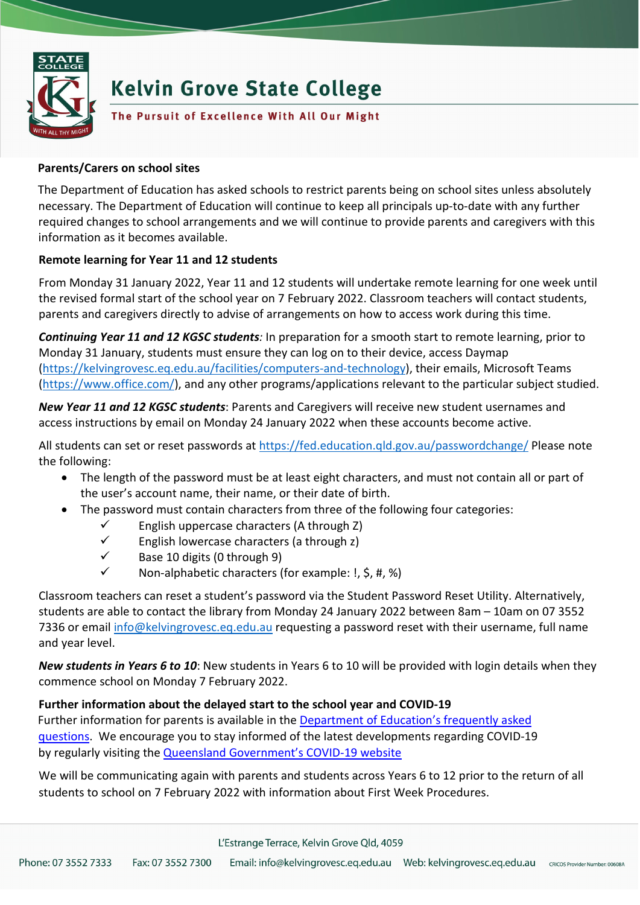**Parents/Carers on school sites**

The Department of Education has asked schools to restrict parents being on school sites unless absolutely necessary. The Department of Education will continue to keep all principals up-to-date with any further required changes to school arrangements and we will continue to provide parents and caregivers with this information as it becomes available.

**Remote learning for Year 11 and 12 students**

From Monday 31 January 2022, Year 11 and 12 students will undertake remote learning for one week until the revised formal start of the school year on 7 February 2022. Classroom teachers will contact students, parents and caregivers directly to advise of arrangements on how to access work during this time.

***Continuing Year 11 and 12 KGSC students****:* In preparation for a smooth start to remote learning, prior to Monday 31 January, students must ensure they can log on to their device, access Daymap (https://kelvingrovesc.eq.edu.au/facilities/computers-and-technology), their emails, Microsoft Teams (https://www.office.com/), and any other programs/applications relevant to the particular subject studied.

***New Year 11 and 12 KGSC students***: Parents and Caregivers will receive new student usernames and access instructions by email on Monday 24 January 2022 when these accounts become active.

All students can set or reset passwords at https://fed.education.qld.gov.au/passwordchange/ Please note the following:

- The length of the password must be at least eight characters, and must not contain all or part of the user's account name, their name, or their date of birth.
- The password must contain characters from three of the following four categories:
  - ✓ English uppercase characters (A through Z)
  - ✓ English lowercase characters (a through z)
  - ✓ Base 10 digits (0 through 9)
  - ✓ Non-alphabetic characters (for example: !, $, #, %)

Classroom teachers can reset a student's password via the Student Password Reset Utility. Alternatively, students are able to contact the library from Monday 24 January 2022 between 8am – 10am on 07 3552 7336 or email info@kelvingrovesc.eq.edu.au requesting a password reset with their username, full name and year level.

***New students in Years 6 to 10***: New students in Years 6 to 10 will be provided with login details when they commence school on Monday 7 February 2022.

**Further information about the delayed start to the school year and COVID-19**

Further information for parents is available in the Department of Education's frequently asked questions. We encourage you to stay informed of the latest developments regarding COVID-19 by regularly visiting the Queensland Government's COVID-19 website

We will be communicating again with parents and students across Years 6 to 12 prior to the return of all students to school on 7 February 2022 with information about First Week Procedures.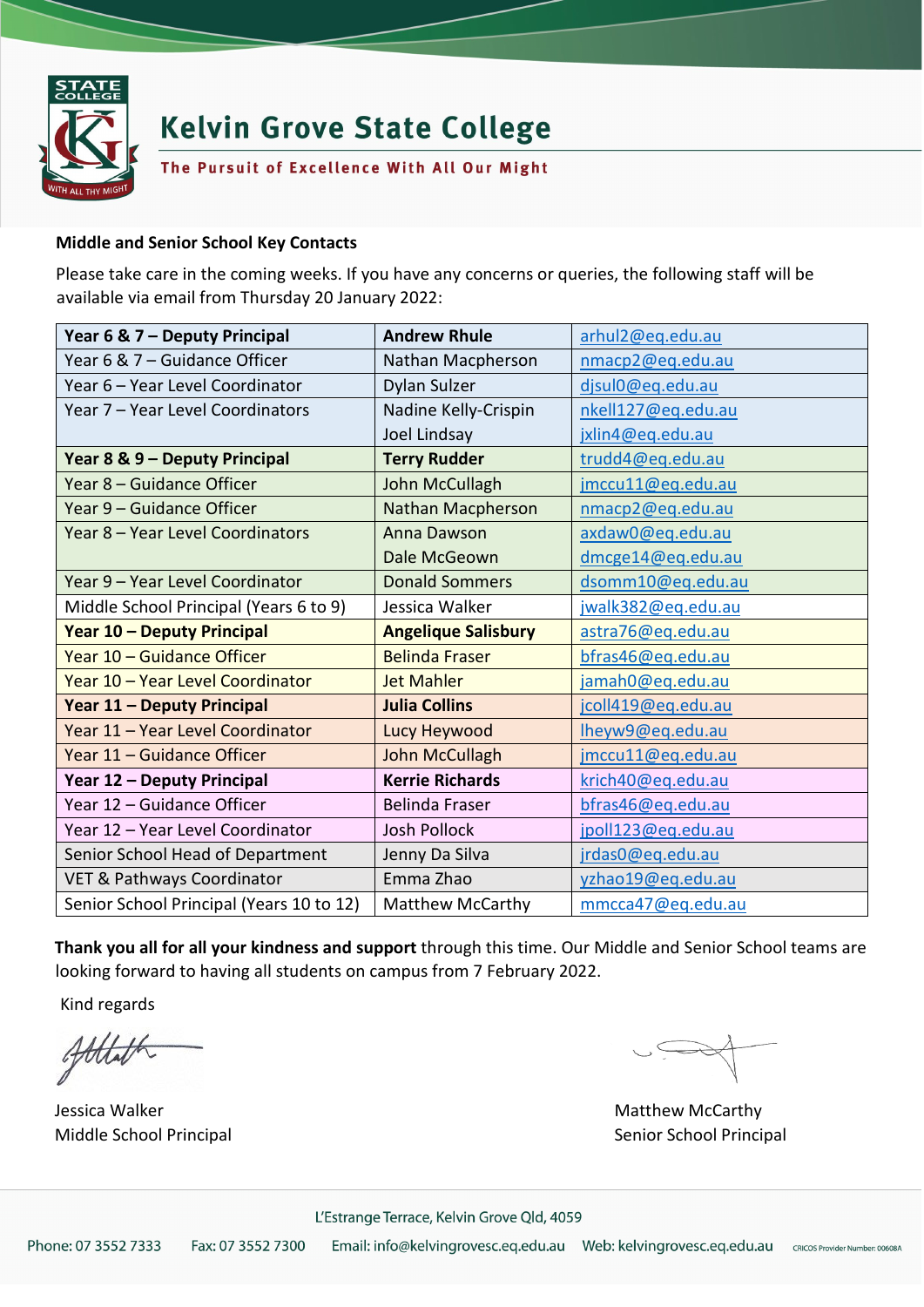# Kelvin Grove State College

**The Pursuit of Excellence With All Our Might**

**Middle and Senior School Key Contacts**

Please take care in the coming weeks. If you have any concerns or queries, the following staff will be available via email from Thursday 20 January 2022:

| | | |
|---|---|---|
| **Year 6 & 7 – Deputy Principal** | **Andrew Rhule** | arhul2@eq.edu.au |
| Year 6 & 7 – Guidance Officer | Nathan Macpherson | nmacp2@eq.edu.au |
| Year 6 – Year Level Coordinator | Dylan Sulzer | djsul0@eq.edu.au |
| Year 7 – Year Level Coordinators | Nadine Kelly-Crispin<br>Joel Lindsay | nkell127@eq.edu.au<br>jxlin4@eq.edu.au |
| **Year 8 & 9 – Deputy Principal** | **Terry Rudder** | trudd4@eq.edu.au |
| Year 8 – Guidance Officer | John McCullagh | jmccu11@eq.edu.au |
| Year 9 – Guidance Officer | Nathan Macpherson | nmacp2@eq.edu.au |
| Year 8 – Year Level Coordinators | Anna Dawson<br>Dale McGeown | axdaw0@eq.edu.au<br>dmcge14@eq.edu.au |
| Year 9 – Year Level Coordinator | Donald Sommers | dsomm10@eq.edu.au |
| Middle School Principal (Years 6 to 9) | Jessica Walker | jwalk382@eq.edu.au |
| **Year 10 – Deputy Principal** | **Angelique Salisbury** | astra76@eq.edu.au |
| Year 10 – Guidance Officer | Belinda Fraser | bfras46@eq.edu.au |
| Year 10 – Year Level Coordinator | Jet Mahler | jamah0@eq.edu.au |
| **Year 11 – Deputy Principal** | **Julia Collins** | jcoll419@eq.edu.au |
| Year 11 – Year Level Coordinator | Lucy Heywood | lheyw9@eq.edu.au |
| Year 11 – Guidance Officer | John McCullagh | jmccu11@eq.edu.au |
| **Year 12 – Deputy Principal** | **Kerrie Richards** | krich40@eq.edu.au |
| Year 12 – Guidance Officer | Belinda Fraser | bfras46@eq.edu.au |
| Year 12 – Year Level Coordinator | Josh Pollock | jpoll123@eq.edu.au |
| Senior School Head of Department | Jenny Da Silva | jrdas0@eq.edu.au |
| VET & Pathways Coordinator | Emma Zhao | yzhao19@eq.edu.au |
| Senior School Principal (Years 10 to 12) | Matthew McCarthy | mmcca47@eq.edu.au |

**Thank you all for all your kindness and support** through this time. Our Middle and Senior School teams are looking forward to having all students on campus from 7 February 2022.

Kind regards

Jessica Walker
Middle School Principal

Matthew McCarthy
Senior School Principal

L'Estrange Terrace, Kelvin Grove Qld, 4059

Phone: 07 3552 7333 Fax: 07 3552 7300 Email: info@kelvingrovesc.eq.edu.au Web: kelvingrovesc.eq.edu.au CRICOS Provider Number: 00608A